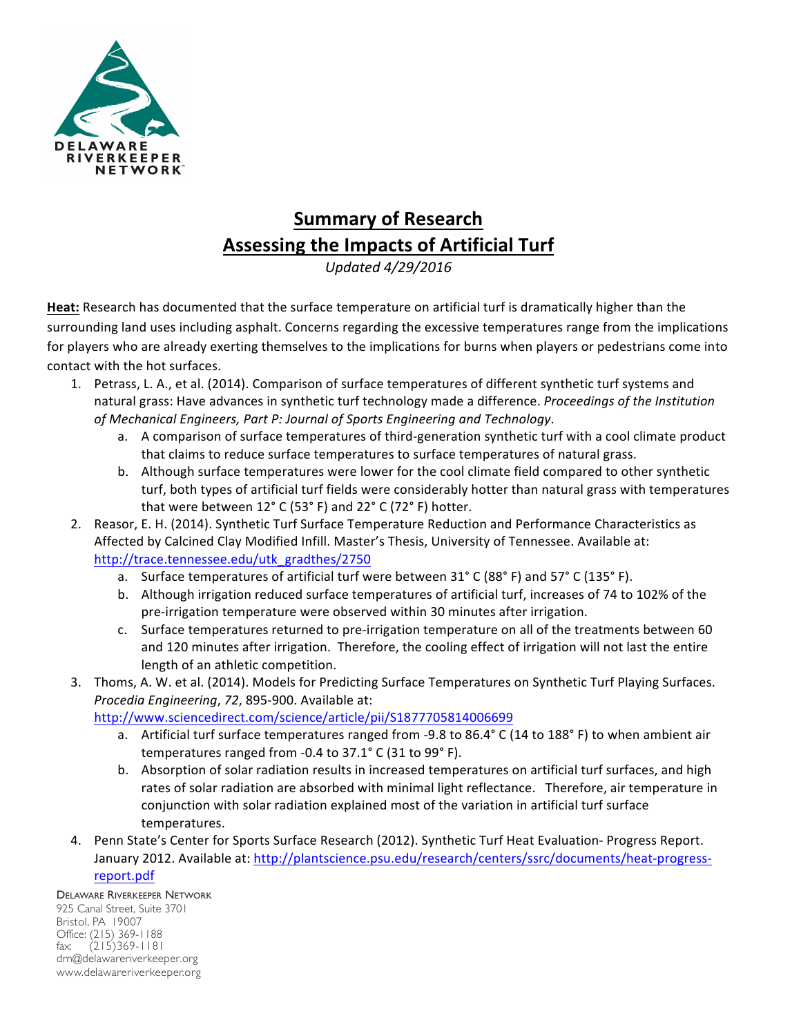DELAWARE RIVERKEEPER NETWORK

# Summary of Research
# Assessing the Impacts of Artificial Turf

*Updated 4/29/2016*

**Heat:** Research has documented that the surface temperature on artificial turf is dramatically higher than the surrounding land uses including asphalt. Concerns regarding the excessive temperatures range from the implications for players who are already exerting themselves to the implications for burns when players or pedestrians come into contact with the hot surfaces.

1. Petrass, L. A., et al. (2014). Comparison of surface temperatures of different synthetic turf systems and natural grass: Have advances in synthetic turf technology made a difference. *Proceedings of the Institution of Mechanical Engineers, Part P: Journal of Sports Engineering and Technology*.
   a. A comparison of surface temperatures of third-generation synthetic turf with a cool climate product that claims to reduce surface temperatures to surface temperatures of natural grass.
   b. Although surface temperatures were lower for the cool climate field compared to other synthetic turf, both types of artificial turf fields were considerably hotter than natural grass with temperatures that were between 12° C (53° F) and 22° C (72° F) hotter.
2. Reasor, E. H. (2014). Synthetic Turf Surface Temperature Reduction and Performance Characteristics as Affected by Calcined Clay Modified Infill. Master's Thesis, University of Tennessee. Available at: http://trace.tennessee.edu/utk_gradthes/2750
   a. Surface temperatures of artificial turf were between 31° C (88° F) and 57° C (135° F).
   b. Although irrigation reduced surface temperatures of artificial turf, increases of 74 to 102% of the pre-irrigation temperature were observed within 30 minutes after irrigation.
   c. Surface temperatures returned to pre-irrigation temperature on all of the treatments between 60 and 120 minutes after irrigation. Therefore, the cooling effect of irrigation will not last the entire length of an athletic competition.
3. Thoms, A. W. et al. (2014). Models for Predicting Surface Temperatures on Synthetic Turf Playing Surfaces. *Procedia Engineering*, *72*, 895-900. Available at: http://www.sciencedirect.com/science/article/pii/S1877705814006699
   a. Artificial turf surface temperatures ranged from -9.8 to 86.4° C (14 to 188° F) to when ambient air temperatures ranged from -0.4 to 37.1° C (31 to 99° F).
   b. Absorption of solar radiation results in increased temperatures on artificial turf surfaces, and high rates of solar radiation are absorbed with minimal light reflectance. Therefore, air temperature in conjunction with solar radiation explained most of the variation in artificial turf surface temperatures.
4. Penn State's Center for Sports Surface Research (2012). Synthetic Turf Heat Evaluation- Progress Report. January 2012. Available at: http://plantscience.psu.edu/research/centers/ssrc/documents/heat-progress-report.pdf

Delaware Riverkeeper Network
925 Canal Street, Suite 3701
Bristol, PA 19007
Office: (215) 369-1188
fax: (215)369-1181
drn@delawareriverkeeper.org
www.delawareriverkeeper.org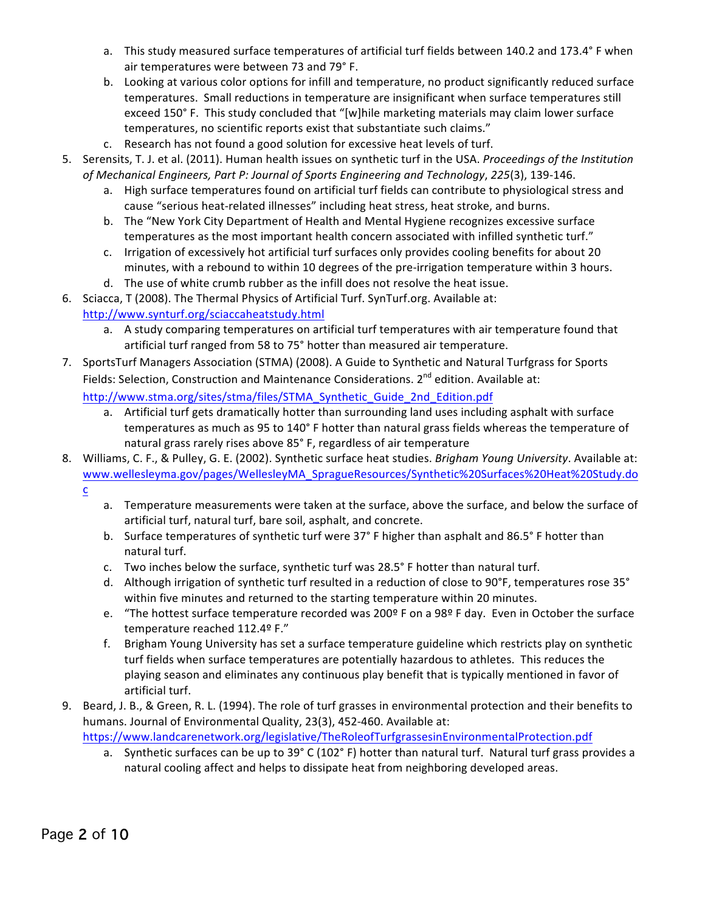a. This study measured surface temperatures of artificial turf fields between 140.2 and 173.4° F when air temperatures were between 73 and 79° F.
   b. Looking at various color options for infill and temperature, no product significantly reduced surface temperatures. Small reductions in temperature are insignificant when surface temperatures still exceed 150° F. This study concluded that "[w]hile marketing materials may claim lower surface temperatures, no scientific reports exist that substantiate such claims."
   c. Research has not found a good solution for excessive heat levels of turf.

5. Serensits, T. J. et al. (2011). Human health issues on synthetic turf in the USA. *Proceedings of the Institution of Mechanical Engineers, Part P: Journal of Sports Engineering and Technology*, *225*(3), 139-146.
   a. High surface temperatures found on artificial turf fields can contribute to physiological stress and cause "serious heat-related illnesses" including heat stress, heat stroke, and burns.
   b. The "New York City Department of Health and Mental Hygiene recognizes excessive surface temperatures as the most important health concern associated with infilled synthetic turf."
   c. Irrigation of excessively hot artificial turf surfaces only provides cooling benefits for about 20 minutes, with a rebound to within 10 degrees of the pre-irrigation temperature within 3 hours.
   d. The use of white crumb rubber as the infill does not resolve the heat issue.

6. Sciacca, T (2008). The Thermal Physics of Artificial Turf. SynTurf.org. Available at: http://www.synturf.org/sciaccaheatstudy.html
   a. A study comparing temperatures on artificial turf temperatures with air temperature found that artificial turf ranged from 58 to 75° hotter than measured air temperature.

7. SportsTurf Managers Association (STMA) (2008). A Guide to Synthetic and Natural Turfgrass for Sports Fields: Selection, Construction and Maintenance Considerations. 2nd edition. Available at: http://www.stma.org/sites/stma/files/STMA_Synthetic_Guide_2nd_Edition.pdf
   a. Artificial turf gets dramatically hotter than surrounding land uses including asphalt with surface temperatures as much as 95 to 140° F hotter than natural grass fields whereas the temperature of natural grass rarely rises above 85° F, regardless of air temperature

8. Williams, C. F., & Pulley, G. E. (2002). Synthetic surface heat studies. *Brigham Young University*. Available at: www.wellesleyma.gov/pages/WellesleyMA_SpragueResources/Synthetic%20Surfaces%20Heat%20Study.doc
   a. Temperature measurements were taken at the surface, above the surface, and below the surface of artificial turf, natural turf, bare soil, asphalt, and concrete.
   b. Surface temperatures of synthetic turf were 37° F higher than asphalt and 86.5° F hotter than natural turf.
   c. Two inches below the surface, synthetic turf was 28.5° F hotter than natural turf.
   d. Although irrigation of synthetic turf resulted in a reduction of close to 90°F, temperatures rose 35° within five minutes and returned to the starting temperature within 20 minutes.
   e. "The hottest surface temperature recorded was 200º F on a 98º F day. Even in October the surface temperature reached 112.4º F."
   f. Brigham Young University has set a surface temperature guideline which restricts play on synthetic turf fields when surface temperatures are potentially hazardous to athletes. This reduces the playing season and eliminates any continuous play benefit that is typically mentioned in favor of artificial turf.

9. Beard, J. B., & Green, R. L. (1994). The role of turf grasses in environmental protection and their benefits to humans. Journal of Environmental Quality, 23(3), 452-460. Available at: https://www.landcarenetwork.org/legislative/TheRoleofTurfgrassesinEnvironmentalProtection.pdf
   a. Synthetic surfaces can be up to 39° C (102° F) hotter than natural turf. Natural turf grass provides a natural cooling affect and helps to dissipate heat from neighboring developed areas.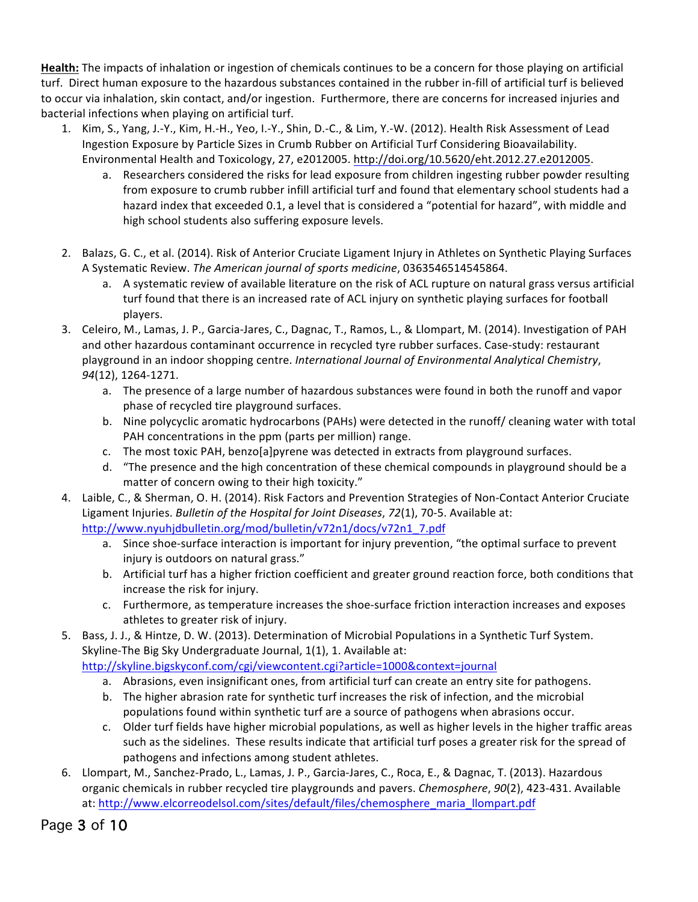**Health:** The impacts of inhalation or ingestion of chemicals continues to be a concern for those playing on artificial turf. Direct human exposure to the hazardous substances contained in the rubber in-fill of artificial turf is believed to occur via inhalation, skin contact, and/or ingestion. Furthermore, there are concerns for increased injuries and bacterial infections when playing on artificial turf.

1. Kim, S., Yang, J.-Y., Kim, H.-H., Yeo, I.-Y., Shin, D.-C., & Lim, Y.-W. (2012). Health Risk Assessment of Lead Ingestion Exposure by Particle Sizes in Crumb Rubber on Artificial Turf Considering Bioavailability. Environmental Health and Toxicology, 27, e2012005. http://doi.org/10.5620/eht.2012.27.e2012005.
   a. Researchers considered the risks for lead exposure from children ingesting rubber powder resulting from exposure to crumb rubber infill artificial turf and found that elementary school students had a hazard index that exceeded 0.1, a level that is considered a "potential for hazard", with middle and high school students also suffering exposure levels.
2. Balazs, G. C., et al. (2014). Risk of Anterior Cruciate Ligament Injury in Athletes on Synthetic Playing Surfaces A Systematic Review. *The American journal of sports medicine*, 0363546514545864.
   a. A systematic review of available literature on the risk of ACL rupture on natural grass versus artificial turf found that there is an increased rate of ACL injury on synthetic playing surfaces for football players.
3. Celeiro, M., Lamas, J. P., Garcia-Jares, C., Dagnac, T., Ramos, L., & Llompart, M. (2014). Investigation of PAH and other hazardous contaminant occurrence in recycled tyre rubber surfaces. Case-study: restaurant playground in an indoor shopping centre. *International Journal of Environmental Analytical Chemistry*, *94*(12), 1264-1271.
   a. The presence of a large number of hazardous substances were found in both the runoff and vapor phase of recycled tire playground surfaces.
   b. Nine polycyclic aromatic hydrocarbons (PAHs) were detected in the runoff/ cleaning water with total PAH concentrations in the ppm (parts per million) range.
   c. The most toxic PAH, benzo[a]pyrene was detected in extracts from playground surfaces.
   d. "The presence and the high concentration of these chemical compounds in playground should be a matter of concern owing to their high toxicity."
4. Laible, C., & Sherman, O. H. (2014). Risk Factors and Prevention Strategies of Non-Contact Anterior Cruciate Ligament Injuries. *Bulletin of the Hospital for Joint Diseases*, *72*(1), 70-5. Available at: http://www.nyuhjdbulletin.org/mod/bulletin/v72n1/docs/v72n1_7.pdf
   a. Since shoe-surface interaction is important for injury prevention, "the optimal surface to prevent injury is outdoors on natural grass."
   b. Artificial turf has a higher friction coefficient and greater ground reaction force, both conditions that increase the risk for injury.
   c. Furthermore, as temperature increases the shoe-surface friction interaction increases and exposes athletes to greater risk of injury.
5. Bass, J. J., & Hintze, D. W. (2013). Determination of Microbial Populations in a Synthetic Turf System. Skyline-The Big Sky Undergraduate Journal, 1(1), 1. Available at: http://skyline.bigskyconf.com/cgi/viewcontent.cgi?article=1000&context=journal
   a. Abrasions, even insignificant ones, from artificial turf can create an entry site for pathogens.
   b. The higher abrasion rate for synthetic turf increases the risk of infection, and the microbial populations found within synthetic turf are a source of pathogens when abrasions occur.
   c. Older turf fields have higher microbial populations, as well as higher levels in the higher traffic areas such as the sidelines. These results indicate that artificial turf poses a greater risk for the spread of pathogens and infections among student athletes.
6. Llompart, M., Sanchez-Prado, L., Lamas, J. P., Garcia-Jares, C., Roca, E., & Dagnac, T. (2013). Hazardous organic chemicals in rubber recycled tire playgrounds and pavers. *Chemosphere*, *90*(2), 423-431. Available at: http://www.elcorreodelsol.com/sites/default/files/chemosphere_maria_llompart.pdf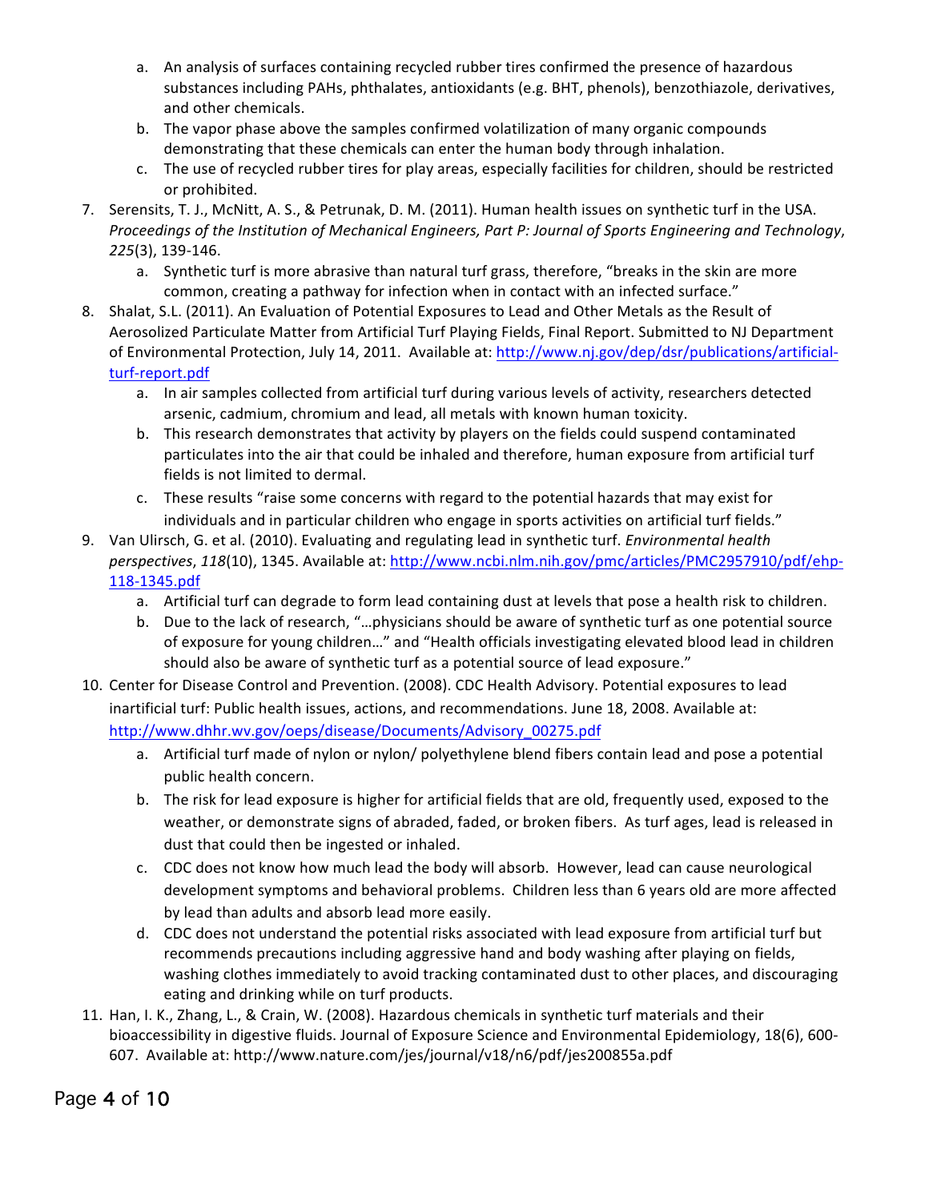a. An analysis of surfaces containing recycled rubber tires confirmed the presence of hazardous substances including PAHs, phthalates, antioxidants (e.g. BHT, phenols), benzothiazole, derivatives, and other chemicals.
   b. The vapor phase above the samples confirmed volatilization of many organic compounds demonstrating that these chemicals can enter the human body through inhalation.
   c. The use of recycled rubber tires for play areas, especially facilities for children, should be restricted or prohibited.

7. Serensits, T. J., McNitt, A. S., & Petrunak, D. M. (2011). Human health issues on synthetic turf in the USA. *Proceedings of the Institution of Mechanical Engineers, Part P: Journal of Sports Engineering and Technology*, *225*(3), 139-146.
   a. Synthetic turf is more abrasive than natural turf grass, therefore, "breaks in the skin are more common, creating a pathway for infection when in contact with an infected surface."
8. Shalat, S.L. (2011). An Evaluation of Potential Exposures to Lead and Other Metals as the Result of Aerosolized Particulate Matter from Artificial Turf Playing Fields, Final Report. Submitted to NJ Department of Environmental Protection, July 14, 2011. Available at: [http://www.nj.gov/dep/dsr/publications/artificial-turf-report.pdf](http://www.nj.gov/dep/dsr/publications/artificial-turf-report.pdf)
   a. In air samples collected from artificial turf during various levels of activity, researchers detected arsenic, cadmium, chromium and lead, all metals with known human toxicity.
   b. This research demonstrates that activity by players on the fields could suspend contaminated particulates into the air that could be inhaled and therefore, human exposure from artificial turf fields is not limited to dermal.
   c. These results "raise some concerns with regard to the potential hazards that may exist for individuals and in particular children who engage in sports activities on artificial turf fields."
9. Van Ulirsch, G. et al. (2010). Evaluating and regulating lead in synthetic turf. *Environmental health perspectives*, *118*(10), 1345. Available at: [http://www.ncbi.nlm.nih.gov/pmc/articles/PMC2957910/pdf/ehp-118-1345.pdf](http://www.ncbi.nlm.nih.gov/pmc/articles/PMC2957910/pdf/ehp-118-1345.pdf)
   a. Artificial turf can degrade to form lead containing dust at levels that pose a health risk to children.
   b. Due to the lack of research, "…physicians should be aware of synthetic turf as one potential source of exposure for young children…" and "Health officials investigating elevated blood lead in children should also be aware of synthetic turf as a potential source of lead exposure."
10. Center for Disease Control and Prevention. (2008). CDC Health Advisory. Potential exposures to lead inartificial turf: Public health issues, actions, and recommendations. June 18, 2008. Available at: [http://www.dhhr.wv.gov/oeps/disease/Documents/Advisory_00275.pdf](http://www.dhhr.wv.gov/oeps/disease/Documents/Advisory_00275.pdf)
    a. Artificial turf made of nylon or nylon/ polyethylene blend fibers contain lead and pose a potential public health concern.
    b. The risk for lead exposure is higher for artificial fields that are old, frequently used, exposed to the weather, or demonstrate signs of abraded, faded, or broken fibers. As turf ages, lead is released in dust that could then be ingested or inhaled.
    c. CDC does not know how much lead the body will absorb. However, lead can cause neurological development symptoms and behavioral problems. Children less than 6 years old are more affected by lead than adults and absorb lead more easily.
    d. CDC does not understand the potential risks associated with lead exposure from artificial turf but recommends precautions including aggressive hand and body washing after playing on fields, washing clothes immediately to avoid tracking contaminated dust to other places, and discouraging eating and drinking while on turf products.
11. Han, I. K., Zhang, L., & Crain, W. (2008). Hazardous chemicals in synthetic turf materials and their bioaccessibility in digestive fluids. Journal of Exposure Science and Environmental Epidemiology, 18(6), 600-607. Available at: http://www.nature.com/jes/journal/v18/n6/pdf/jes200855a.pdf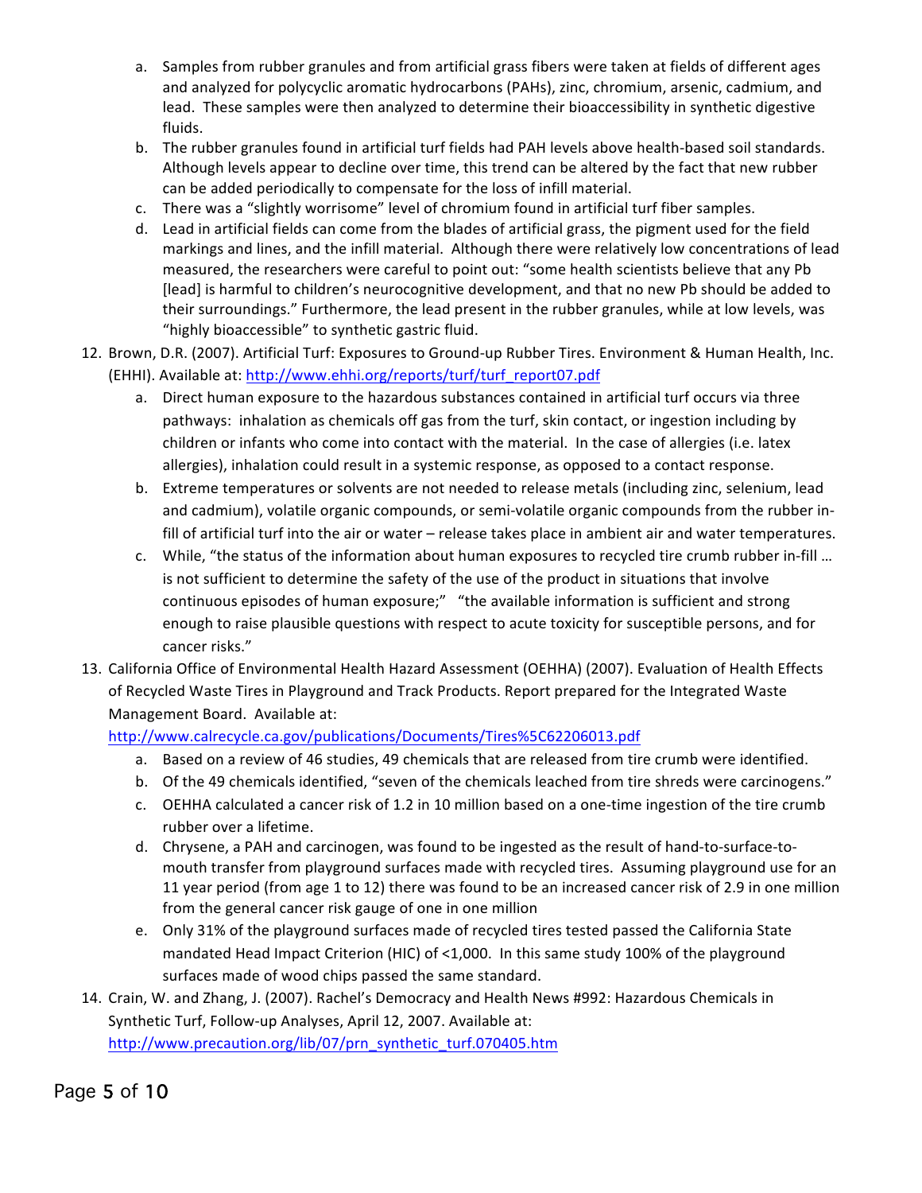a. Samples from rubber granules and from artificial grass fibers were taken at fields of different ages and analyzed for polycyclic aromatic hydrocarbons (PAHs), zinc, chromium, arsenic, cadmium, and lead. These samples were then analyzed to determine their bioaccessibility in synthetic digestive fluids.
   b. The rubber granules found in artificial turf fields had PAH levels above health-based soil standards. Although levels appear to decline over time, this trend can be altered by the fact that new rubber can be added periodically to compensate for the loss of infill material.
   c. There was a "slightly worrisome" level of chromium found in artificial turf fiber samples.
   d. Lead in artificial fields can come from the blades of artificial grass, the pigment used for the field markings and lines, and the infill material. Although there were relatively low concentrations of lead measured, the researchers were careful to point out: "some health scientists believe that any Pb [lead] is harmful to children's neurocognitive development, and that no new Pb should be added to their surroundings." Furthermore, the lead present in the rubber granules, while at low levels, was "highly bioaccessible" to synthetic gastric fluid.

12. Brown, D.R. (2007). Artificial Turf: Exposures to Ground-up Rubber Tires. Environment & Human Health, Inc. (EHHI). Available at: http://www.ehhi.org/reports/turf/turf_report07.pdf
    a. Direct human exposure to the hazardous substances contained in artificial turf occurs via three pathways: inhalation as chemicals off gas from the turf, skin contact, or ingestion including by children or infants who come into contact with the material. In the case of allergies (i.e. latex allergies), inhalation could result in a systemic response, as opposed to a contact response.
    b. Extreme temperatures or solvents are not needed to release metals (including zinc, selenium, lead and cadmium), volatile organic compounds, or semi-volatile organic compounds from the rubber in-fill of artificial turf into the air or water – release takes place in ambient air and water temperatures.
    c. While, "the status of the information about human exposures to recycled tire crumb rubber in-fill … is not sufficient to determine the safety of the use of the product in situations that involve continuous episodes of human exposure;" "the available information is sufficient and strong enough to raise plausible questions with respect to acute toxicity for susceptible persons, and for cancer risks."

13. California Office of Environmental Health Hazard Assessment (OEHHA) (2007). Evaluation of Health Effects of Recycled Waste Tires in Playground and Track Products. Report prepared for the Integrated Waste Management Board. Available at: http://www.calrecycle.ca.gov/publications/Documents/Tires%5C62206013.pdf
    a. Based on a review of 46 studies, 49 chemicals that are released from tire crumb were identified.
    b. Of the 49 chemicals identified, "seven of the chemicals leached from tire shreds were carcinogens."
    c. OEHHA calculated a cancer risk of 1.2 in 10 million based on a one-time ingestion of the tire crumb rubber over a lifetime.
    d. Chrysene, a PAH and carcinogen, was found to be ingested as the result of hand-to-surface-to-mouth transfer from playground surfaces made with recycled tires. Assuming playground use for an 11 year period (from age 1 to 12) there was found to be an increased cancer risk of 2.9 in one million from the general cancer risk gauge of one in one million
    e. Only 31% of the playground surfaces made of recycled tires tested passed the California State mandated Head Impact Criterion (HIC) of <1,000. In this same study 100% of the playground surfaces made of wood chips passed the same standard.

14. Crain, W. and Zhang, J. (2007). Rachel's Democracy and Health News #992: Hazardous Chemicals in Synthetic Turf, Follow-up Analyses, April 12, 2007. Available at: http://www.precaution.org/lib/07/prn_synthetic_turf.070405.htm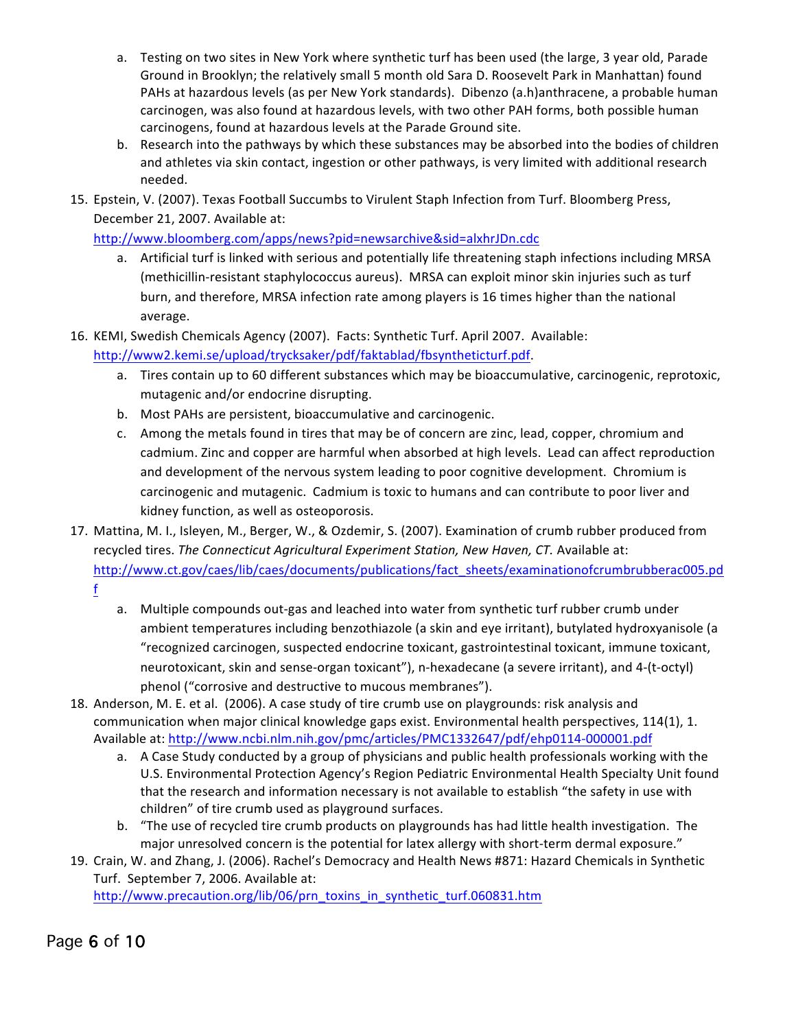a. Testing on two sites in New York where synthetic turf has been used (the large, 3 year old, Parade Ground in Brooklyn; the relatively small 5 month old Sara D. Roosevelt Park in Manhattan) found PAHs at hazardous levels (as per New York standards). Dibenzo (a.h)anthracene, a probable human carcinogen, was also found at hazardous levels, with two other PAH forms, both possible human carcinogens, found at hazardous levels at the Parade Ground site.
   b. Research into the pathways by which these substances may be absorbed into the bodies of children and athletes via skin contact, ingestion or other pathways, is very limited with additional research needed.

15. Epstein, V. (2007). Texas Football Succumbs to Virulent Staph Infection from Turf. Bloomberg Press, December 21, 2007. Available at: http://www.bloomberg.com/apps/news?pid=newsarchive&sid=alxhrJDn.cdc
    a. Artificial turf is linked with serious and potentially life threatening staph infections including MRSA (methicillin-resistant staphylococcus aureus). MRSA can exploit minor skin injuries such as turf burn, and therefore, MRSA infection rate among players is 16 times higher than the national average.
16. KEMI, Swedish Chemicals Agency (2007). Facts: Synthetic Turf. April 2007. Available: http://www2.kemi.se/upload/trycksaker/pdf/faktablad/fbsyntheticturf.pdf.
    a. Tires contain up to 60 different substances which may be bioaccumulative, carcinogenic, reprotoxic, mutagenic and/or endocrine disrupting.
    b. Most PAHs are persistent, bioaccumulative and carcinogenic.
    c. Among the metals found in tires that may be of concern are zinc, lead, copper, chromium and cadmium. Zinc and copper are harmful when absorbed at high levels. Lead can affect reproduction and development of the nervous system leading to poor cognitive development. Chromium is carcinogenic and mutagenic. Cadmium is toxic to humans and can contribute to poor liver and kidney function, as well as osteoporosis.
17. Mattina, M. I., Isleyen, M., Berger, W., & Ozdemir, S. (2007). Examination of crumb rubber produced from recycled tires. *The Connecticut Agricultural Experiment Station, New Haven, CT.* Available at: http://www.ct.gov/caes/lib/caes/documents/publications/fact_sheets/examinationofcrumbrubberac005.pdf
    a. Multiple compounds out-gas and leached into water from synthetic turf rubber crumb under ambient temperatures including benzothiazole (a skin and eye irritant), butylated hydroxyanisole (a "recognized carcinogen, suspected endocrine toxicant, gastrointestinal toxicant, immune toxicant, neurotoxicant, skin and sense-organ toxicant"), n-hexadecane (a severe irritant), and 4-(t-octyl) phenol ("corrosive and destructive to mucous membranes").
18. Anderson, M. E. et al. (2006). A case study of tire crumb use on playgrounds: risk analysis and communication when major clinical knowledge gaps exist. Environmental health perspectives, 114(1), 1. Available at: http://www.ncbi.nlm.nih.gov/pmc/articles/PMC1332647/pdf/ehp0114-000001.pdf
    a. A Case Study conducted by a group of physicians and public health professionals working with the U.S. Environmental Protection Agency's Region Pediatric Environmental Health Specialty Unit found that the research and information necessary is not available to establish "the safety in use with children" of tire crumb used as playground surfaces.
    b. "The use of recycled tire crumb products on playgrounds has had little health investigation. The major unresolved concern is the potential for latex allergy with short-term dermal exposure."
19. Crain, W. and Zhang, J. (2006). Rachel's Democracy and Health News #871: Hazard Chemicals in Synthetic Turf. September 7, 2006. Available at: http://www.precaution.org/lib/06/prn_toxins_in_synthetic_turf.060831.htm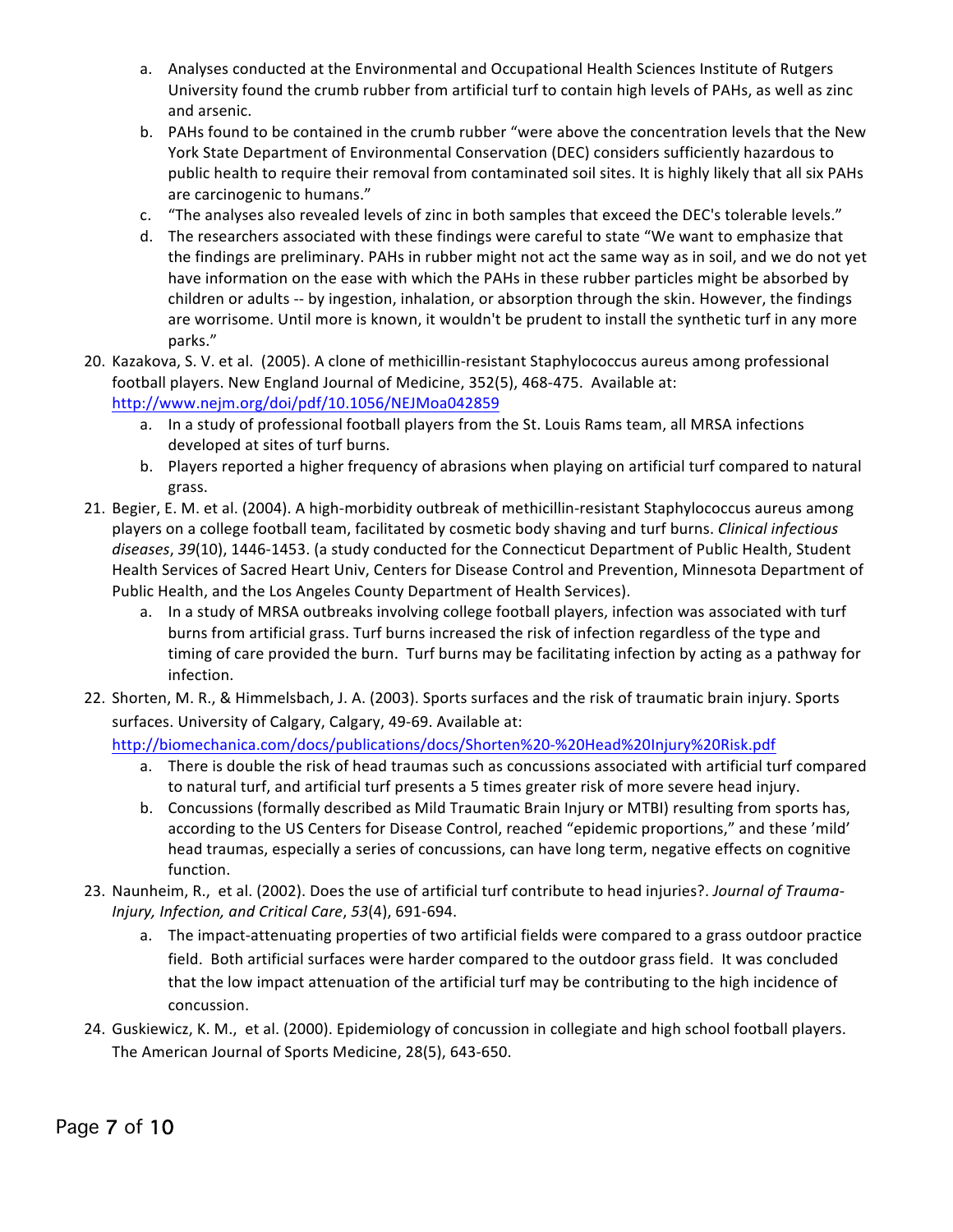a. Analyses conducted at the Environmental and Occupational Health Sciences Institute of Rutgers University found the crumb rubber from artificial turf to contain high levels of PAHs, as well as zinc and arsenic.
   b. PAHs found to be contained in the crumb rubber "were above the concentration levels that the New York State Department of Environmental Conservation (DEC) considers sufficiently hazardous to public health to require their removal from contaminated soil sites. It is highly likely that all six PAHs are carcinogenic to humans."
   c. "The analyses also revealed levels of zinc in both samples that exceed the DEC's tolerable levels."
   d. The researchers associated with these findings were careful to state "We want to emphasize that the findings are preliminary. PAHs in rubber might not act the same way as in soil, and we do not yet have information on the ease with which the PAHs in these rubber particles might be absorbed by children or adults -- by ingestion, inhalation, or absorption through the skin. However, the findings are worrisome. Until more is known, it wouldn't be prudent to install the synthetic turf in any more parks."

20. Kazakova, S. V. et al. (2005). A clone of methicillin-resistant Staphylococcus aureus among professional football players. New England Journal of Medicine, 352(5), 468-475. Available at: http://www.nejm.org/doi/pdf/10.1056/NEJMoa042859
   a. In a study of professional football players from the St. Louis Rams team, all MRSA infections developed at sites of turf burns.
   b. Players reported a higher frequency of abrasions when playing on artificial turf compared to natural grass.

21. Begier, E. M. et al. (2004). A high-morbidity outbreak of methicillin-resistant Staphylococcus aureus among players on a college football team, facilitated by cosmetic body shaving and turf burns. *Clinical infectious diseases*, *39*(10), 1446-1453. (a study conducted for the Connecticut Department of Public Health, Student Health Services of Sacred Heart Univ, Centers for Disease Control and Prevention, Minnesota Department of Public Health, and the Los Angeles County Department of Health Services).
   a. In a study of MRSA outbreaks involving college football players, infection was associated with turf burns from artificial grass. Turf burns increased the risk of infection regardless of the type and timing of care provided the burn. Turf burns may be facilitating infection by acting as a pathway for infection.

22. Shorten, M. R., & Himmelsbach, J. A. (2003). Sports surfaces and the risk of traumatic brain injury. Sports surfaces. University of Calgary, Calgary, 49-69. Available at: http://biomechanica.com/docs/publications/docs/Shorten%20-%20Head%20Injury%20Risk.pdf
   a. There is double the risk of head traumas such as concussions associated with artificial turf compared to natural turf, and artificial turf presents a 5 times greater risk of more severe head injury.
   b. Concussions (formally described as Mild Traumatic Brain Injury or MTBI) resulting from sports has, according to the US Centers for Disease Control, reached "epidemic proportions," and these 'mild' head traumas, especially a series of concussions, can have long term, negative effects on cognitive function.

23. Naunheim, R., et al. (2002). Does the use of artificial turf contribute to head injuries?. *Journal of Trauma-Injury, Infection, and Critical Care*, *53*(4), 691-694.
   a. The impact-attenuating properties of two artificial fields were compared to a grass outdoor practice field. Both artificial surfaces were harder compared to the outdoor grass field. It was concluded that the low impact attenuation of the artificial turf may be contributing to the high incidence of concussion.

24. Guskiewicz, K. M., et al. (2000). Epidemiology of concussion in collegiate and high school football players. The American Journal of Sports Medicine, 28(5), 643-650.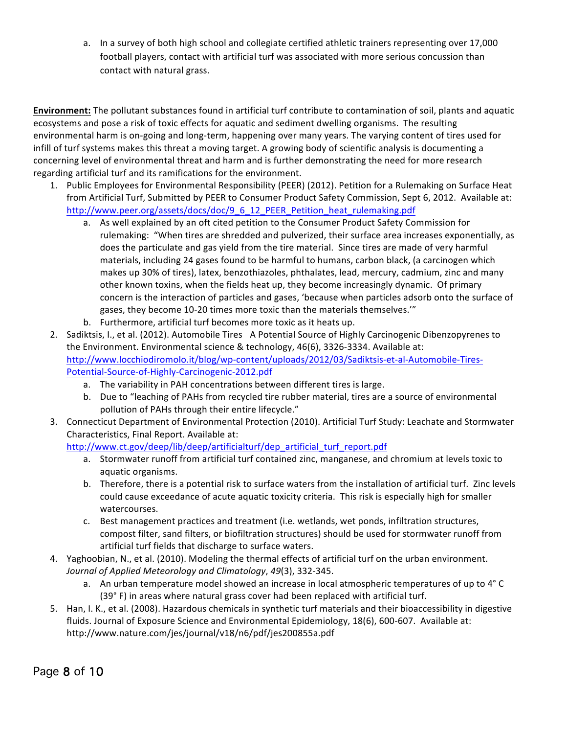a. In a survey of both high school and collegiate certified athletic trainers representing over 17,000 football players, contact with artificial turf was associated with more serious concussion than contact with natural grass.

**Environment:** The pollutant substances found in artificial turf contribute to contamination of soil, plants and aquatic ecosystems and pose a risk of toxic effects for aquatic and sediment dwelling organisms. The resulting environmental harm is on-going and long-term, happening over many years. The varying content of tires used for infill of turf systems makes this threat a moving target. A growing body of scientific analysis is documenting a concerning level of environmental threat and harm and is further demonstrating the need for more research regarding artificial turf and its ramifications for the environment.

1. Public Employees for Environmental Responsibility (PEER) (2012). Petition for a Rulemaking on Surface Heat from Artificial Turf, Submitted by PEER to Consumer Product Safety Commission, Sept 6, 2012. Available at: [http://www.peer.org/assets/docs/doc/9_6_12_PEER_Petition_heat_rulemaking.pdf](http://www.peer.org/assets/docs/doc/9_6_12_PEER_Petition_heat_rulemaking.pdf)
   a. As well explained by an oft cited petition to the Consumer Product Safety Commission for rulemaking: "When tires are shredded and pulverized, their surface area increases exponentially, as does the particulate and gas yield from the tire material. Since tires are made of very harmful materials, including 24 gases found to be harmful to humans, carbon black, (a carcinogen which makes up 30% of tires), latex, benzothiazoles, phthalates, lead, mercury, cadmium, zinc and many other known toxins, when the fields heat up, they become increasingly dynamic. Of primary concern is the interaction of particles and gases, 'because when particles adsorb onto the surface of gases, they become 10-20 times more toxic than the materials themselves.'"
   b. Furthermore, artificial turf becomes more toxic as it heats up.
2. Sadiktsis, I., et al. (2012). Automobile Tires A Potential Source of Highly Carcinogenic Dibenzopyrenes to the Environment. Environmental science & technology, 46(6), 3326-3334. Available at: [http://www.locchiodiromolo.it/blog/wp-content/uploads/2012/03/Sadiktsis-et-al-Automobile-Tires-Potential-Source-of-Highly-Carcinogenic-2012.pdf](http://www.locchiodiromolo.it/blog/wp-content/uploads/2012/03/Sadiktsis-et-al-Automobile-Tires-Potential-Source-of-Highly-Carcinogenic-2012.pdf)
   a. The variability in PAH concentrations between different tires is large.
   b. Due to "leaching of PAHs from recycled tire rubber material, tires are a source of environmental pollution of PAHs through their entire lifecycle."
3. Connecticut Department of Environmental Protection (2010). Artificial Turf Study: Leachate and Stormwater Characteristics, Final Report. Available at: [http://www.ct.gov/deep/lib/deep/artificialturf/dep_artificial_turf_report.pdf](http://www.ct.gov/deep/lib/deep/artificialturf/dep_artificial_turf_report.pdf)
   a. Stormwater runoff from artificial turf contained zinc, manganese, and chromium at levels toxic to aquatic organisms.
   b. Therefore, there is a potential risk to surface waters from the installation of artificial turf. Zinc levels could cause exceedance of acute aquatic toxicity criteria. This risk is especially high for smaller watercourses.
   c. Best management practices and treatment (i.e. wetlands, wet ponds, infiltration structures, compost filter, sand filters, or biofiltration structures) should be used for stormwater runoff from artificial turf fields that discharge to surface waters.
4. Yaghoobian, N., et al. (2010). Modeling the thermal effects of artificial turf on the urban environment. *Journal of Applied Meteorology and Climatology*, *49*(3), 332-345.
   a. An urban temperature model showed an increase in local atmospheric temperatures of up to 4° C (39° F) in areas where natural grass cover had been replaced with artificial turf.
5. Han, I. K., et al. (2008). Hazardous chemicals in synthetic turf materials and their bioaccessibility in digestive fluids. Journal of Exposure Science and Environmental Epidemiology, 18(6), 600-607. Available at: http://www.nature.com/jes/journal/v18/n6/pdf/jes200855a.pdf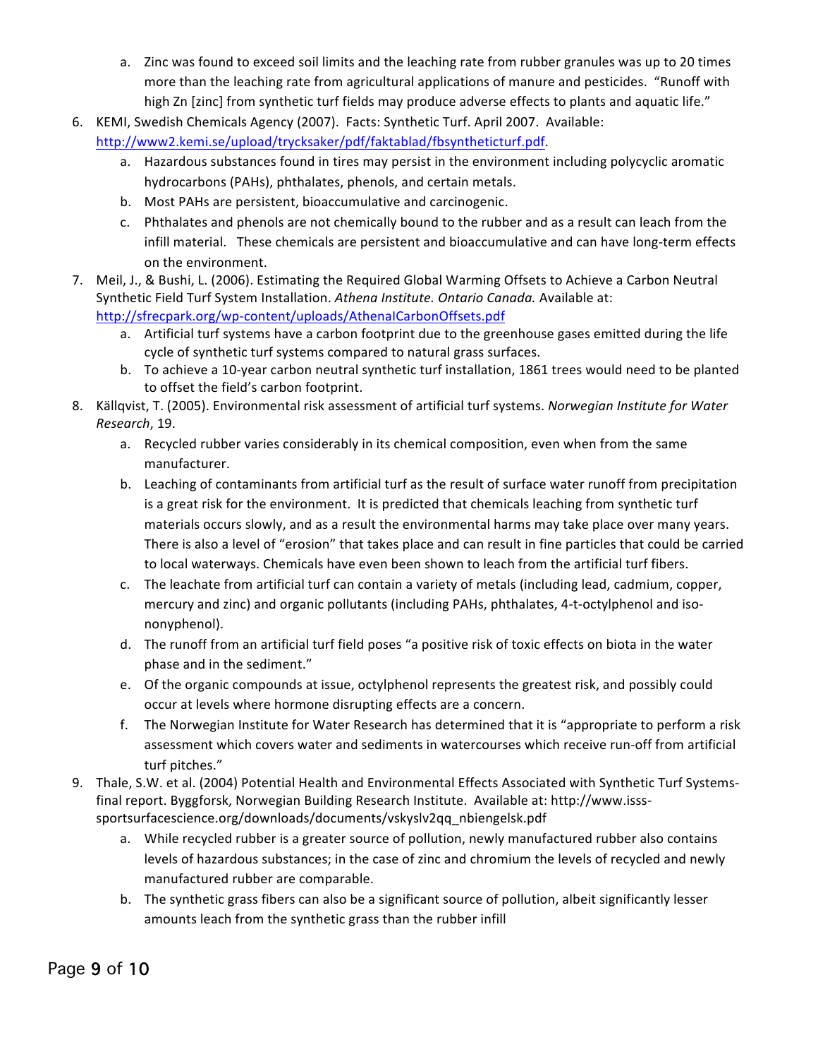a. Zinc was found to exceed soil limits and the leaching rate from rubber granules was up to 20 times more than the leaching rate from agricultural applications of manure and pesticides. "Runoff with high Zn [zinc] from synthetic turf fields may produce adverse effects to plants and aquatic life."

6. KEMI, Swedish Chemicals Agency (2007). Facts: Synthetic Turf. April 2007. Available: http://www2.kemi.se/upload/trycksaker/pdf/faktablad/fbsyntheticturf.pdf.
   a. Hazardous substances found in tires may persist in the environment including polycyclic aromatic hydrocarbons (PAHs), phthalates, phenols, and certain metals.
   b. Most PAHs are persistent, bioaccumulative and carcinogenic.
   c. Phthalates and phenols are not chemically bound to the rubber and as a result can leach from the infill material. These chemicals are persistent and bioaccumulative and can have long-term effects on the environment.
7. Meil, J., & Bushi, L. (2006). Estimating the Required Global Warming Offsets to Achieve a Carbon Neutral Synthetic Field Turf System Installation. *Athena Institute. Ontario Canada.* Available at: http://sfrecpark.org/wp-content/uploads/AthenaICarbonOffsets.pdf
   a. Artificial turf systems have a carbon footprint due to the greenhouse gases emitted during the life cycle of synthetic turf systems compared to natural grass surfaces.
   b. To achieve a 10-year carbon neutral synthetic turf installation, 1861 trees would need to be planted to offset the field's carbon footprint.
8. Källqvist, T. (2005). Environmental risk assessment of artificial turf systems. *Norwegian Institute for Water Research*, 19.
   a. Recycled rubber varies considerably in its chemical composition, even when from the same manufacturer.
   b. Leaching of contaminants from artificial turf as the result of surface water runoff from precipitation is a great risk for the environment. It is predicted that chemicals leaching from synthetic turf materials occurs slowly, and as a result the environmental harms may take place over many years. There is also a level of "erosion" that takes place and can result in fine particles that could be carried to local waterways. Chemicals have even been shown to leach from the artificial turf fibers.
   c. The leachate from artificial turf can contain a variety of metals (including lead, cadmium, copper, mercury and zinc) and organic pollutants (including PAHs, phthalates, 4-t-octylphenol and iso-nonyphenol).
   d. The runoff from an artificial turf field poses "a positive risk of toxic effects on biota in the water phase and in the sediment."
   e. Of the organic compounds at issue, octylphenol represents the greatest risk, and possibly could occur at levels where hormone disrupting effects are a concern.
   f. The Norwegian Institute for Water Research has determined that it is "appropriate to perform a risk assessment which covers water and sediments in watercourses which receive run-off from artificial turf pitches."
9. Thale, S.W. et al. (2004) Potential Health and Environmental Effects Associated with Synthetic Turf Systems-final report. Byggforsk, Norwegian Building Research Institute. Available at: http://www.isss-sportsurfacescience.org/downloads/documents/vskyslv2qq_nbiengelsk.pdf
   a. While recycled rubber is a greater source of pollution, newly manufactured rubber also contains levels of hazardous substances; in the case of zinc and chromium the levels of recycled and newly manufactured rubber are comparable.
   b. The synthetic grass fibers can also be a significant source of pollution, albeit significantly lesser amounts leach from the synthetic grass than the rubber infill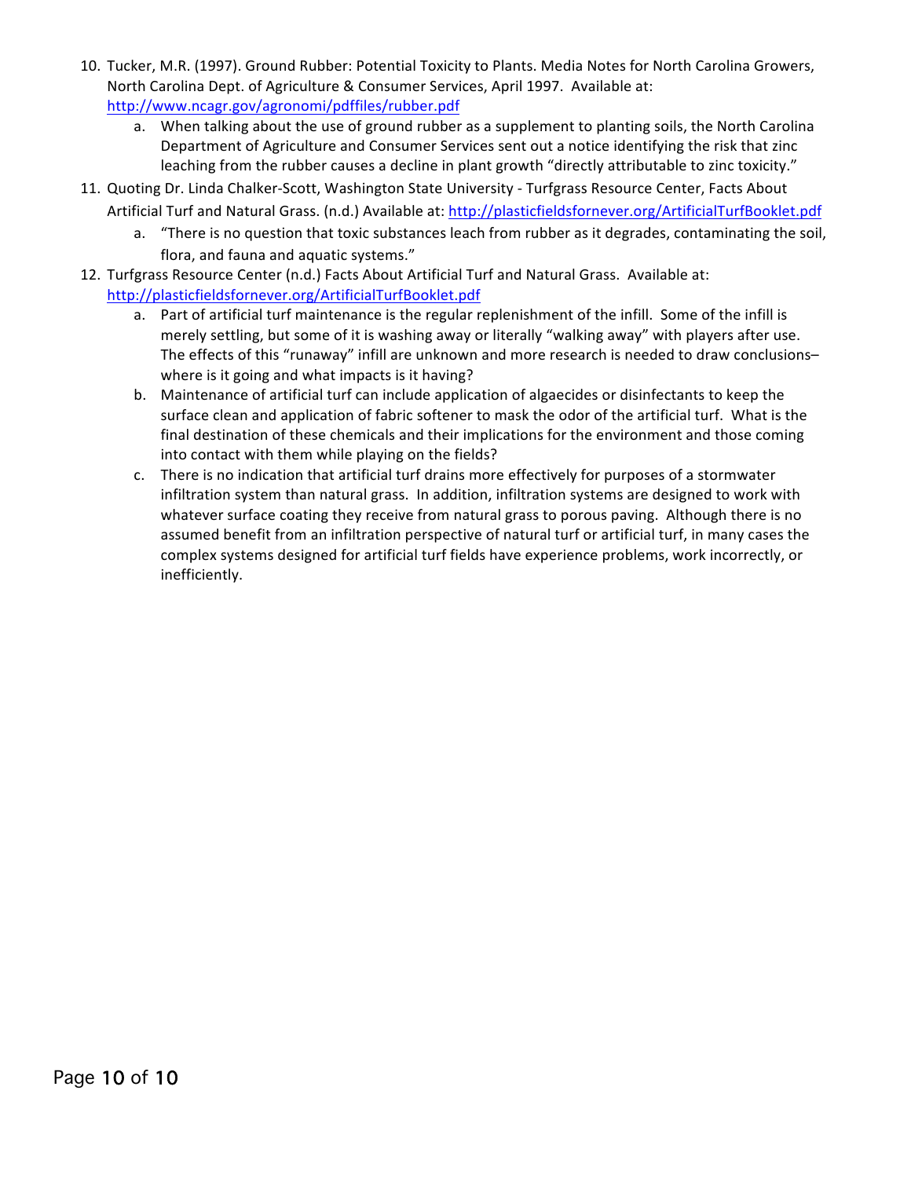10. Tucker, M.R. (1997). Ground Rubber: Potential Toxicity to Plants. Media Notes for North Carolina Growers, North Carolina Dept. of Agriculture & Consumer Services, April 1997. Available at: http://www.ncagr.gov/agronomi/pdffiles/rubber.pdf
    a. When talking about the use of ground rubber as a supplement to planting soils, the North Carolina Department of Agriculture and Consumer Services sent out a notice identifying the risk that zinc leaching from the rubber causes a decline in plant growth "directly attributable to zinc toxicity."
11. Quoting Dr. Linda Chalker-Scott, Washington State University - Turfgrass Resource Center, Facts About Artificial Turf and Natural Grass. (n.d.) Available at: http://plasticfieldsfornever.org/ArtificialTurfBooklet.pdf
    a. "There is no question that toxic substances leach from rubber as it degrades, contaminating the soil, flora, and fauna and aquatic systems."
12. Turfgrass Resource Center (n.d.) Facts About Artificial Turf and Natural Grass. Available at: http://plasticfieldsfornever.org/ArtificialTurfBooklet.pdf
    a. Part of artificial turf maintenance is the regular replenishment of the infill. Some of the infill is merely settling, but some of it is washing away or literally "walking away" with players after use. The effects of this "runaway" infill are unknown and more research is needed to draw conclusions– where is it going and what impacts is it having?
    b. Maintenance of artificial turf can include application of algaecides or disinfectants to keep the surface clean and application of fabric softener to mask the odor of the artificial turf. What is the final destination of these chemicals and their implications for the environment and those coming into contact with them while playing on the fields?
    c. There is no indication that artificial turf drains more effectively for purposes of a stormwater infiltration system than natural grass. In addition, infiltration systems are designed to work with whatever surface coating they receive from natural grass to porous paving. Although there is no assumed benefit from an infiltration perspective of natural turf or artificial turf, in many cases the complex systems designed for artificial turf fields have experience problems, work incorrectly, or inefficiently.